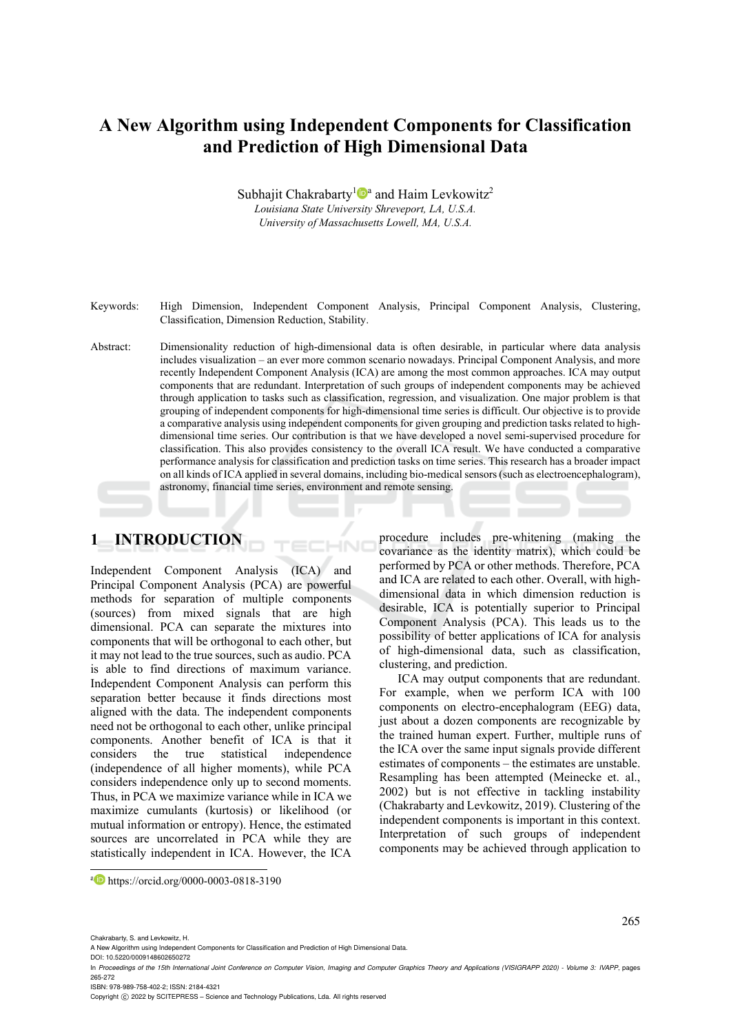# A New Algorithm using Independent Components for Classification and Prediction of High Dimensional Data

Subhajit Chakrabarty[1][a] and Haim Levkowitz[2]

*Louisiana State University Shreveport, LA, U.S.A.*
*University of Massachusetts Lowell, MA, U.S.A.*

Keywords: High Dimension, Independent Component Analysis, Principal Component Analysis, Clustering, Classification, Dimension Reduction, Stability.

Abstract: Dimensionality reduction of high-dimensional data is often desirable, in particular where data analysis includes visualization – an ever more common scenario nowadays. Principal Component Analysis, and more recently Independent Component Analysis (ICA) are among the most common approaches. ICA may output components that are redundant. Interpretation of such groups of independent components may be achieved through application to tasks such as classification, regression, and visualization. One major problem is that grouping of independent components for high-dimensional time series is difficult. Our objective is to provide a comparative analysis using independent components for given grouping and prediction tasks related to high-dimensional time series. Our contribution is that we have developed a novel semi-supervised procedure for classification. This also provides consistency to the overall ICA result. We have conducted a comparative performance analysis for classification and prediction tasks on time series. This research has a broader impact on all kinds of ICA applied in several domains, including bio-medical sensors (such as electroencephalogram), astronomy, financial time series, environment and remote sensing.

## 1 INTRODUCTION

Independent Component Analysis (ICA) and Principal Component Analysis (PCA) are powerful methods for separation of multiple components (sources) from mixed signals that are high dimensional. PCA can separate the mixtures into components that will be orthogonal to each other, but it may not lead to the true sources, such as audio. PCA is able to find directions of maximum variance. Independent Component Analysis can perform this separation better because it finds directions most aligned with the data. The independent components need not be orthogonal to each other, unlike principal components. Another benefit of ICA is that it considers the true statistical independence (independence of all higher moments), while PCA considers independence only up to second moments. Thus, in PCA we maximize variance while in ICA we maximize cumulants (kurtosis) or likelihood (or mutual information or entropy). Hence, the estimated sources are uncorrelated in PCA while they are statistically independent in ICA. However, the ICA procedure includes pre-whitening (making the covariance as the identity matrix), which could be performed by PCA or other methods. Therefore, PCA and ICA are related to each other. Overall, with high-dimensional data in which dimension reduction is desirable, ICA is potentially superior to Principal Component Analysis (PCA). This leads us to the possibility of better applications of ICA for analysis of high-dimensional data, such as classification, clustering, and prediction.

ICA may output components that are redundant. For example, when we perform ICA with 100 components on electro-encephalogram (EEG) data, just about a dozen components are recognizable by the trained human expert. Further, multiple runs of the ICA over the same input signals provide different estimates of components – the estimates are unstable. Resampling has been attempted (Meinecke et. al., 2002) but is not effective in tackling instability (Chakrabarty and Levkowitz, 2019). Clustering of the independent components is important in this context. Interpretation of such groups of independent components may be achieved through application to

[a] https://orcid.org/0000-0003-0818-3190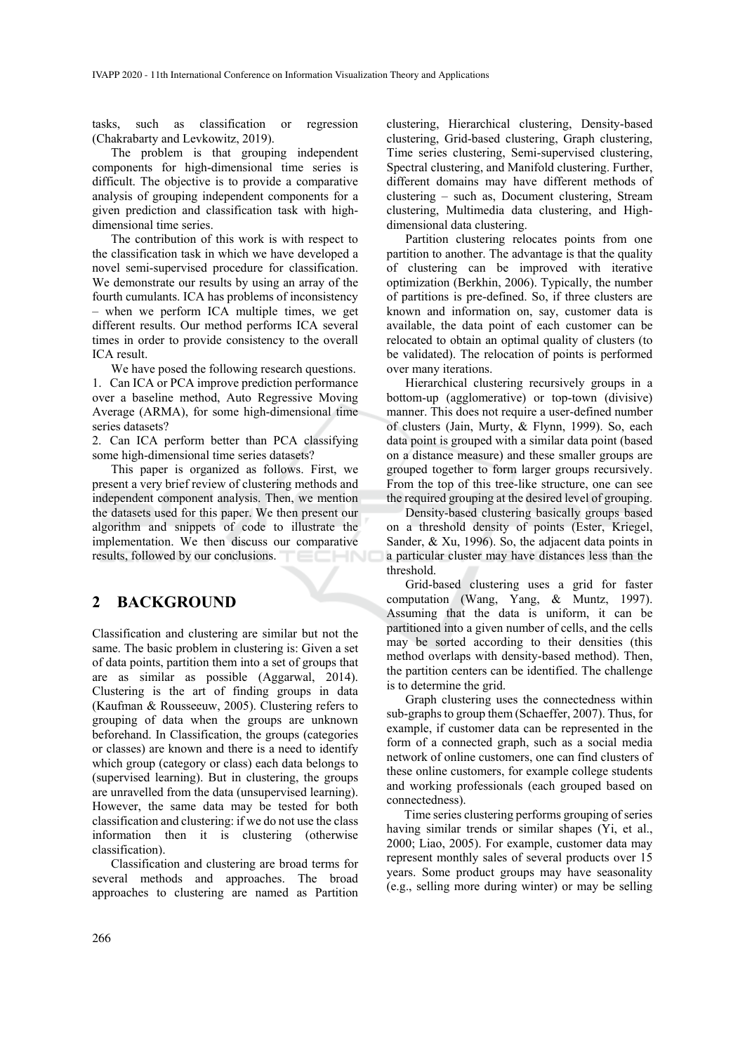tasks, such as classification or regression (Chakrabarty and Levkowitz, 2019).

The problem is that grouping independent components for high-dimensional time series is difficult. The objective is to provide a comparative analysis of grouping independent components for a given prediction and classification task with high-dimensional time series.

The contribution of this work is with respect to the classification task in which we have developed a novel semi-supervised procedure for classification. We demonstrate our results by using an array of the fourth cumulants. ICA has problems of inconsistency – when we perform ICA multiple times, we get different results. Our method performs ICA several times in order to provide consistency to the overall ICA result.

We have posed the following research questions.

1. Can ICA or PCA improve prediction performance over a baseline method, Auto Regressive Moving Average (ARMA), for some high-dimensional time series datasets?
2. Can ICA perform better than PCA classifying some high-dimensional time series datasets?

This paper is organized as follows. First, we present a very brief review of clustering methods and independent component analysis. Then, we mention the datasets used for this paper. We then present our algorithm and snippets of code to illustrate the implementation. We then discuss our comparative results, followed by our conclusions.

## 2 BACKGROUND

Classification and clustering are similar but not the same. The basic problem in clustering is: Given a set of data points, partition them into a set of groups that are as similar as possible (Aggarwal, 2014). Clustering is the art of finding groups in data (Kaufman & Rousseeuw, 2005). Clustering refers to grouping of data when the groups are unknown beforehand. In Classification, the groups (categories or classes) are known and there is a need to identify which group (category or class) each data belongs to (supervised learning). But in clustering, the groups are unravelled from the data (unsupervised learning). However, the same data may be tested for both classification and clustering: if we do not use the class information then it is clustering (otherwise classification).

Classification and clustering are broad terms for several methods and approaches. The broad approaches to clustering are named as Partition clustering, Hierarchical clustering, Density-based clustering, Grid-based clustering, Graph clustering, Time series clustering, Semi-supervised clustering, Spectral clustering, and Manifold clustering. Further, different domains may have different methods of clustering – such as, Document clustering, Stream clustering, Multimedia data clustering, and High-dimensional data clustering.

Partition clustering relocates points from one partition to another. The advantage is that the quality of clustering can be improved with iterative optimization (Berkhin, 2006). Typically, the number of partitions is pre-defined. So, if three clusters are known and information on, say, customer data is available, the data point of each customer can be relocated to obtain an optimal quality of clusters (to be validated). The relocation of points is performed over many iterations.

Hierarchical clustering recursively groups in a bottom-up (agglomerative) or top-town (divisive) manner. This does not require a user-defined number of clusters (Jain, Murty, & Flynn, 1999). So, each data point is grouped with a similar data point (based on a distance measure) and these smaller groups are grouped together to form larger groups recursively. From the top of this tree-like structure, one can see the required grouping at the desired level of grouping.

Density-based clustering basically groups based on a threshold density of points (Ester, Kriegel, Sander, & Xu, 1996). So, the adjacent data points in a particular cluster may have distances less than the threshold.

Grid-based clustering uses a grid for faster computation (Wang, Yang, & Muntz, 1997). Assuming that the data is uniform, it can be partitioned into a given number of cells, and the cells may be sorted according to their densities (this method overlaps with density-based method). Then, the partition centers can be identified. The challenge is to determine the grid.

Graph clustering uses the connectedness within sub-graphs to group them (Schaeffer, 2007). Thus, for example, if customer data can be represented in the form of a connected graph, such as a social media network of online customers, one can find clusters of these online customers, for example college students and working professionals (each grouped based on connectedness).

Time series clustering performs grouping of series having similar trends or similar shapes (Yi, et al., 2000; Liao, 2005). For example, customer data may represent monthly sales of several products over 15 years. Some product groups may have seasonality (e.g., selling more during winter) or may be selling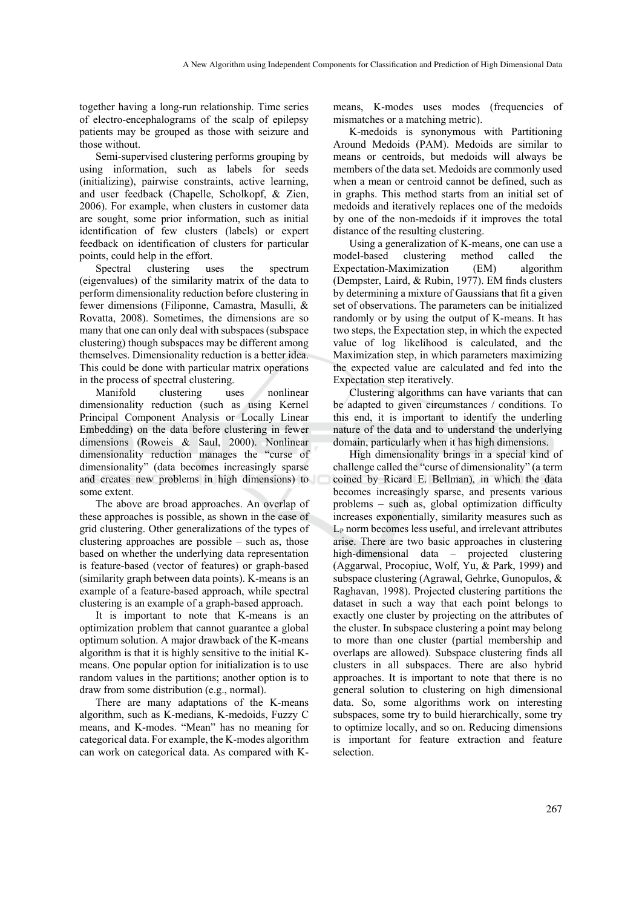together having a long-run relationship. Time series of electro-encephalograms of the scalp of epilepsy patients may be grouped as those with seizure and those without.

Semi-supervised clustering performs grouping by using information, such as labels for seeds (initializing), pairwise constraints, active learning, and user feedback (Chapelle, Scholkopf, & Zien, 2006). For example, when clusters in customer data are sought, some prior information, such as initial identification of few clusters (labels) or expert feedback on identification of clusters for particular points, could help in the effort.

Spectral clustering uses the spectrum (eigenvalues) of the similarity matrix of the data to perform dimensionality reduction before clustering in fewer dimensions (Filiponne, Camastra, Masulli, & Rovatta, 2008). Sometimes, the dimensions are so many that one can only deal with subspaces (subspace clustering) though subspaces may be different among themselves. Dimensionality reduction is a better idea. This could be done with particular matrix operations in the process of spectral clustering.

Manifold clustering uses nonlinear dimensionality reduction (such as using Kernel Principal Component Analysis or Locally Linear Embedding) on the data before clustering in fewer dimensions (Roweis & Saul, 2000). Nonlinear dimensionality reduction manages the "curse of dimensionality" (data becomes increasingly sparse and creates new problems in high dimensions) to some extent.

The above are broad approaches. An overlap of these approaches is possible, as shown in the case of grid clustering. Other generalizations of the types of clustering approaches are possible – such as, those based on whether the underlying data representation is feature-based (vector of features) or graph-based (similarity graph between data points). K-means is an example of a feature-based approach, while spectral clustering is an example of a graph-based approach.

It is important to note that K-means is an optimization problem that cannot guarantee a global optimum solution. A major drawback of the K-means algorithm is that it is highly sensitive to the initial K-means. One popular option for initialization is to use random values in the partitions; another option is to draw from some distribution (e.g., normal).

There are many adaptations of the K-means algorithm, such as K-medians, K-medoids, Fuzzy C means, and K-modes. "Mean" has no meaning for categorical data. For example, the K-modes algorithm can work on categorical data. As compared with K-means, K-modes uses modes (frequencies of mismatches or a matching metric).

K-medoids is synonymous with Partitioning Around Medoids (PAM). Medoids are similar to means or centroids, but medoids will always be members of the data set. Medoids are commonly used when a mean or centroid cannot be defined, such as in graphs. This method starts from an initial set of medoids and iteratively replaces one of the medoids by one of the non-medoids if it improves the total distance of the resulting clustering.

Using a generalization of K-means, one can use a model-based clustering method called the Expectation-Maximization (EM) algorithm (Dempster, Laird, & Rubin, 1977). EM finds clusters by determining a mixture of Gaussians that fit a given set of observations. The parameters can be initialized randomly or by using the output of K-means. It has two steps, the Expectation step, in which the expected value of log likelihood is calculated, and the Maximization step, in which parameters maximizing the expected value are calculated and fed into the Expectation step iteratively.

Clustering algorithms can have variants that can be adapted to given circumstances / conditions. To this end, it is important to identify the underling nature of the data and to understand the underlying domain, particularly when it has high dimensions.

High dimensionality brings in a special kind of challenge called the "curse of dimensionality" (a term coined by Ricard E. Bellman), in which the data becomes increasingly sparse, and presents various problems – such as, global optimization difficulty increases exponentially, similarity measures such as $L_P$ norm becomes less useful, and irrelevant attributes arise. There are two basic approaches in clustering high-dimensional data – projected clustering (Aggarwal, Procopiuc, Wolf, Yu, & Park, 1999) and subspace clustering (Agrawal, Gehrke, Gunopulos, & Raghavan, 1998). Projected clustering partitions the dataset in such a way that each point belongs to exactly one cluster by projecting on the attributes of the cluster. In subspace clustering a point may belong to more than one cluster (partial membership and overlaps are allowed). Subspace clustering finds all clusters in all subspaces. There are also hybrid approaches. It is important to note that there is no general solution to clustering on high dimensional data. So, some algorithms work on interesting subspaces, some try to build hierarchically, some try to optimize locally, and so on. Reducing dimensions is important for feature extraction and feature selection.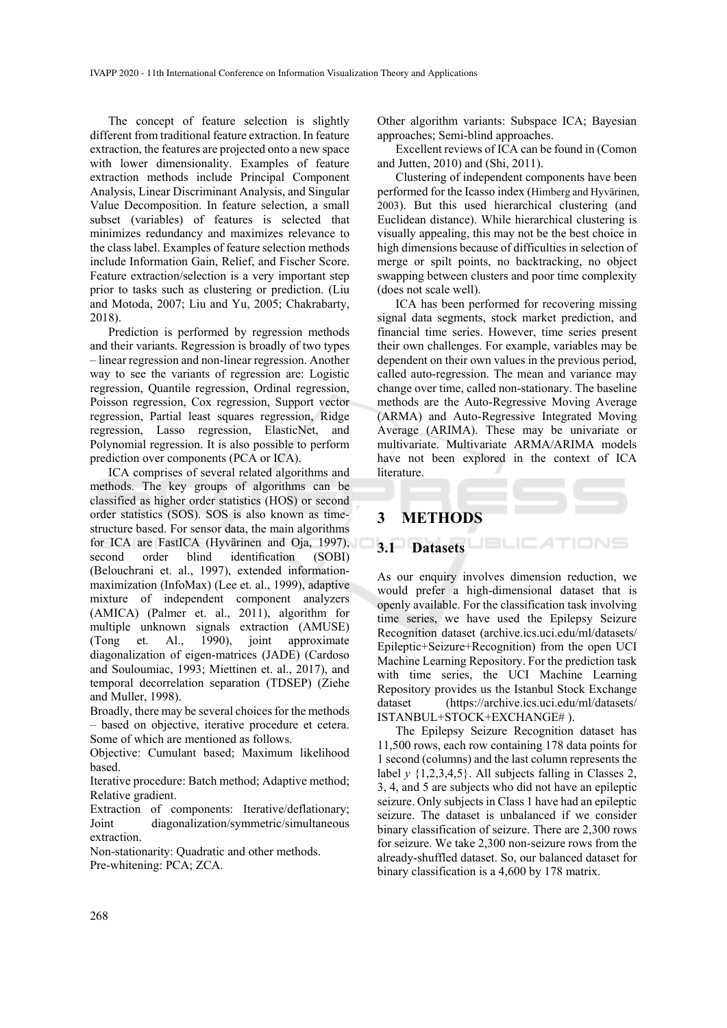The concept of feature selection is slightly different from traditional feature extraction. In feature extraction, the features are projected onto a new space with lower dimensionality. Examples of feature extraction methods include Principal Component Analysis, Linear Discriminant Analysis, and Singular Value Decomposition. In feature selection, a small subset (variables) of features is selected that minimizes redundancy and maximizes relevance to the class label. Examples of feature selection methods include Information Gain, Relief, and Fischer Score. Feature extraction/selection is a very important step prior to tasks such as clustering or prediction. (Liu and Motoda, 2007; Liu and Yu, 2005; Chakrabarty, 2018).

Prediction is performed by regression methods and their variants. Regression is broadly of two types – linear regression and non-linear regression. Another way to see the variants of regression are: Logistic regression, Quantile regression, Ordinal regression, Poisson regression, Cox regression, Support vector regression, Partial least squares regression, Ridge regression, Lasso regression, ElasticNet, and Polynomial regression. It is also possible to perform prediction over components (PCA or ICA).

ICA comprises of several related algorithms and methods. The key groups of algorithms can be classified as higher order statistics (HOS) or second order statistics (SOS). SOS is also known as time-structure based. For sensor data, the main algorithms for ICA are FastICA (Hyvärinen and Oja, 1997), second order blind identification (SOBI) (Belouchrani et. al., 1997), extended information-maximization (InfoMax) (Lee et. al., 1999), adaptive mixture of independent component analyzers (AMICA) (Palmer et. al., 2011), algorithm for multiple unknown signals extraction (AMUSE) (Tong et. Al., 1990), joint approximate diagonalization of eigen-matrices (JADE) (Cardoso and Souloumiac, 1993; Miettinen et. al., 2017), and temporal decorrelation separation (TDSEP) (Ziehe and Muller, 1998).

Broadly, there may be several choices for the methods – based on objective, iterative procedure et cetera. Some of which are mentioned as follows.

Objective: Cumulant based; Maximum likelihood based.

Iterative procedure: Batch method; Adaptive method; Relative gradient.

Extraction of components: Iterative/deflationary; Joint diagonalization/symmetric/simultaneous extraction.

Non-stationarity: Quadratic and other methods.

Pre-whitening: PCA; ZCA.

Other algorithm variants: Subspace ICA; Bayesian approaches; Semi-blind approaches.

Excellent reviews of ICA can be found in (Comon and Jutten, 2010) and (Shi, 2011).

Clustering of independent components have been performed for the Icasso index (Himberg and Hyvärinen, 2003). But this used hierarchical clustering (and Euclidean distance). While hierarchical clustering is visually appealing, this may not be the best choice in high dimensions because of difficulties in selection of merge or spilt points, no backtracking, no object swapping between clusters and poor time complexity (does not scale well).

ICA has been performed for recovering missing signal data segments, stock market prediction, and financial time series. However, time series present their own challenges. For example, variables may be dependent on their own values in the previous period, called auto-regression. The mean and variance may change over time, called non-stationary. The baseline methods are the Auto-Regressive Moving Average (ARMA) and Auto-Regressive Integrated Moving Average (ARIMA). These may be univariate or multivariate. Multivariate ARMA/ARIMA models have not been explored in the context of ICA literature.

# 3 METHODS

## 3.1 Datasets

As our enquiry involves dimension reduction, we would prefer a high-dimensional dataset that is openly available. For the classification task involving time series, we have used the Epilepsy Seizure Recognition dataset (archive.ics.uci.edu/ml/datasets/Epileptic+Seizure+Recognition) from the open UCI Machine Learning Repository. For the prediction task with time series, the UCI Machine Learning Repository provides us the Istanbul Stock Exchange dataset (https://archive.ics.uci.edu/ml/datasets/ISTANBUL+STOCK+EXCHANGE# ).

The Epilepsy Seizure Recognition dataset has 11,500 rows, each row containing 178 data points for 1 second (columns) and the last column represents the label $y$ {1,2,3,4,5}. All subjects falling in Classes 2, 3, 4, and 5 are subjects who did not have an epileptic seizure. Only subjects in Class 1 have had an epileptic seizure. The dataset is unbalanced if we consider binary classification of seizure. There are 2,300 rows for seizure. We take 2,300 non-seizure rows from the already-shuffled dataset. So, our balanced dataset for binary classification is a 4,600 by 178 matrix.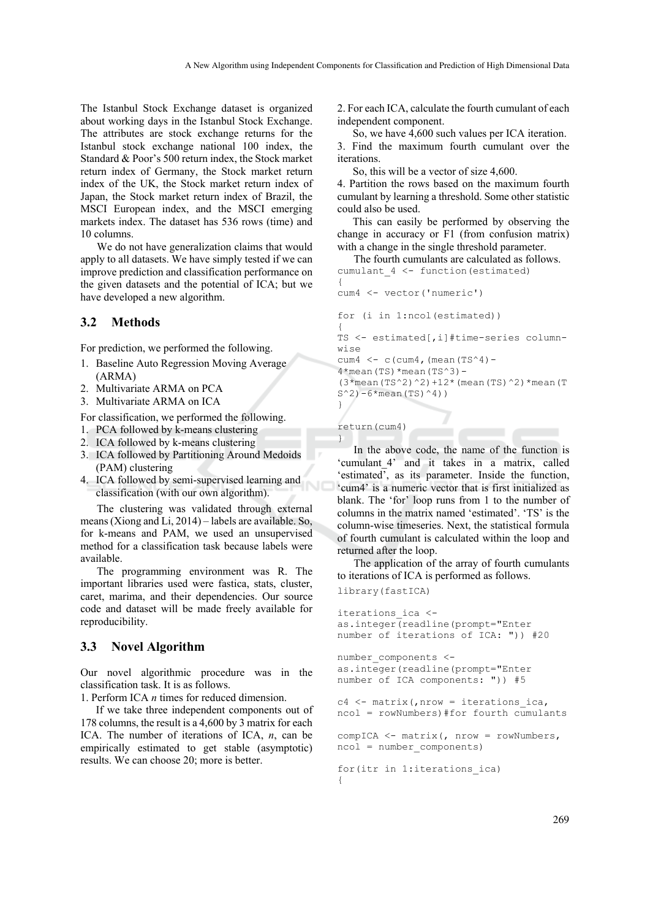The Istanbul Stock Exchange dataset is organized about working days in the Istanbul Stock Exchange. The attributes are stock exchange returns for the Istanbul stock exchange national 100 index, the Standard & Poor's 500 return index, the Stock market return index of Germany, the Stock market return index of the UK, the Stock market return index of Japan, the Stock market return index of Brazil, the MSCI European index, and the MSCI emerging markets index. The dataset has 536 rows (time) and 10 columns.

We do not have generalization claims that would apply to all datasets. We have simply tested if we can improve prediction and classification performance on the given datasets and the potential of ICA; but we have developed a new algorithm.

### 3.2 Methods

For prediction, we performed the following.

1. Baseline Auto Regression Moving Average (ARMA)
2. Multivariate ARMA on PCA
3. Multivariate ARMA on ICA

For classification, we performed the following.

1. PCA followed by k-means clustering
2. ICA followed by k-means clustering
3. ICA followed by Partitioning Around Medoids (PAM) clustering
4. ICA followed by semi-supervised learning and classification (with our own algorithm).

The clustering was validated through external means (Xiong and Li, 2014) – labels are available. So, for k-means and PAM, we used an unsupervised method for a classification task because labels were available.

The programming environment was R. The important libraries used were fastica, stats, cluster, caret, marima, and their dependencies. Our source code and dataset will be made freely available for reproducibility.

### 3.3 Novel Algorithm

Our novel algorithmic procedure was in the classification task. It is as follows.

1. Perform ICA *n* times for reduced dimension.

If we take three independent components out of 178 columns, the result is a 4,600 by 3 matrix for each ICA. The number of iterations of ICA, *n*, can be empirically estimated to get stable (asymptotic) results. We can choose 20; more is better.

2. For each ICA, calculate the fourth cumulant of each independent component.

So, we have 4,600 such values per ICA iteration.

3. Find the maximum fourth cumulant over the iterations.

So, this will be a vector of size 4,600.

4. Partition the rows based on the maximum fourth cumulant by learning a threshold. Some other statistic could also be used.

This can easily be performed by observing the change in accuracy or F1 (from confusion matrix) with a change in the single threshold parameter.

The fourth cumulants are calculated as follows.

```
cumulant_4 <- function(estimated)
{
cum4 <- vector('numeric')

for (i in 1:ncol(estimated))
{
TS <- estimated[,i]#time-series column-wise
cum4 <- c(cum4,(mean(TS^4)-
4*mean(TS)*mean(TS^3)-
(3*mean(TS^2)^2)+12*(mean(TS)^2)*mean(TS^2)-6*mean(TS)^4))
}

return(cum4)
}
```

In the above code, the name of the function is 'cumulant_4' and it takes in a matrix, called 'estimated', as its parameter. Inside the function, 'cum4' is a numeric vector that is first initialized as blank. The 'for' loop runs from 1 to the number of columns in the matrix named 'estimated'. 'TS' is the column-wise timeseries. Next, the statistical formula of fourth cumulant is calculated within the loop and returned after the loop.

The application of the array of fourth cumulants to iterations of ICA is performed as follows.

```
library(fastICA)

iterations_ica <-
as.integer(readline(prompt="Enter
number of iterations of ICA: ")) #20

number_components <-
as.integer(readline(prompt="Enter
number of ICA components: ")) #5

c4 <- matrix(,nrow = iterations_ica,
ncol = rowNumbers)#for fourth cumulants

compICA <- matrix(, nrow = rowNumbers,
ncol = number_components)

for(itr in 1:iterations_ica)
{
```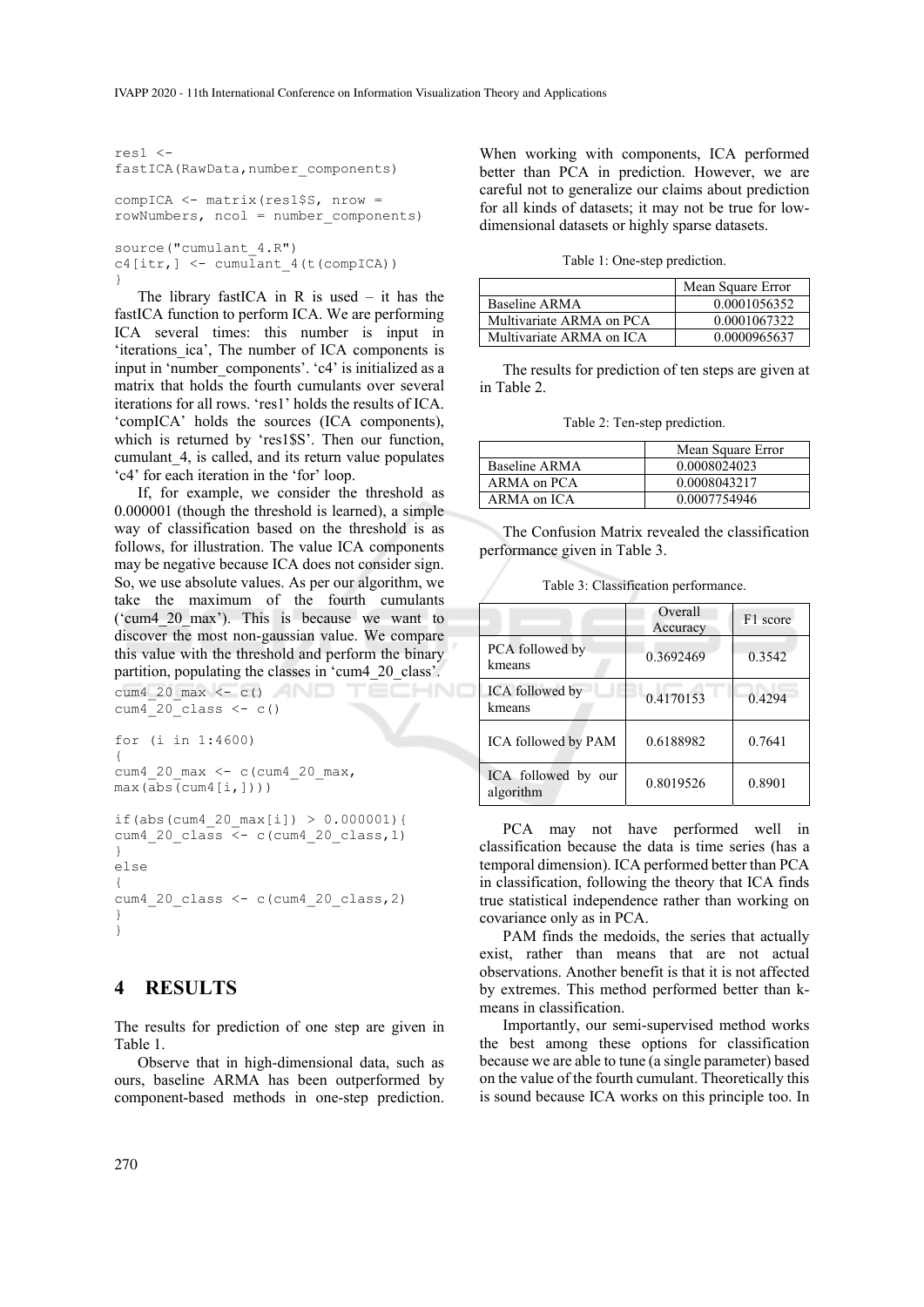```
res1 <-
fastICA(RawData,number_components)

compICA <- matrix(res1$S, nrow =
rowNumbers, ncol = number_components)

source("cumulant_4.R")
c4[itr,] <- cumulant_4(t(compICA))
}
```

The library fastICA in R is used – it has the fastICA function to perform ICA. We are performing ICA several times: this number is input in 'iterations_ica', The number of ICA components is input in 'number_components'. 'c4' is initialized as a matrix that holds the fourth cumulants over several iterations for all rows. 'res1' holds the results of ICA. 'compICA' holds the sources (ICA components), which is returned by 'res1$S'. Then our function, cumulant_4, is called, and its return value populates 'c4' for each iteration in the 'for' loop.

If, for example, we consider the threshold as 0.000001 (though the threshold is learned), a simple way of classification based on the threshold is as follows, for illustration. The value ICA components may be negative because ICA does not consider sign. So, we use absolute values. As per our algorithm, we take the maximum of the fourth cumulants ('cum4_20_max'). This is because we want to discover the most non-gaussian value. We compare this value with the threshold and perform the binary partition, populating the classes in 'cum4_20_class'.

```
cum4_20_max <- c()
cum4_20_class <- c()

for (i in 1:4600)
{
cum4_20_max <- c(cum4_20_max,
max(abs(cum4[i,])))

if(abs(cum4_20_max[i]) > 0.000001){
cum4_20_class <- c(cum4_20_class,1)
}
else
{
cum4_20_class <- c(cum4_20_class,2)
}
}
```

# 4 RESULTS

The results for prediction of one step are given in Table 1.

Observe that in high-dimensional data, such as ours, baseline ARMA has been outperformed by component-based methods in one-step prediction. When working with components, ICA performed better than PCA in prediction. However, we are careful not to generalize our claims about prediction for all kinds of datasets; it may not be true for low-dimensional datasets or highly sparse datasets.

Table 1: One-step prediction.

| | Mean Square Error |
|---|---|
| Baseline ARMA | 0.0001056352 |
| Multivariate ARMA on PCA | 0.0001067322 |
| Multivariate ARMA on ICA | 0.0000965637 |

The results for prediction of ten steps are given at in Table 2.

Table 2: Ten-step prediction.

| | Mean Square Error |
|---|---|
| Baseline ARMA | 0.0008024023 |
| ARMA on PCA | 0.0008043217 |
| ARMA on ICA | 0.0007754946 |

The Confusion Matrix revealed the classification performance given in Table 3.

Table 3: Classification performance.

| | Overall Accuracy | F1 score |
|---|---|---|
| PCA followed by kmeans | 0.3692469 | 0.3542 |
| ICA followed by kmeans | 0.4170153 | 0.4294 |
| ICA followed by PAM | 0.6188982 | 0.7641 |
| ICA followed by our algorithm | 0.8019526 | 0.8901 |

PCA may not have performed well in classification because the data is time series (has a temporal dimension). ICA performed better than PCA in classification, following the theory that ICA finds true statistical independence rather than working on covariance only as in PCA.

PAM finds the medoids, the series that actually exist, rather than means that are not actual observations. Another benefit is that it is not affected by extremes. This method performed better than k-means in classification.

Importantly, our semi-supervised method works the best among these options for classification because we are able to tune (a single parameter) based on the value of the fourth cumulant. Theoretically this is sound because ICA works on this principle too. In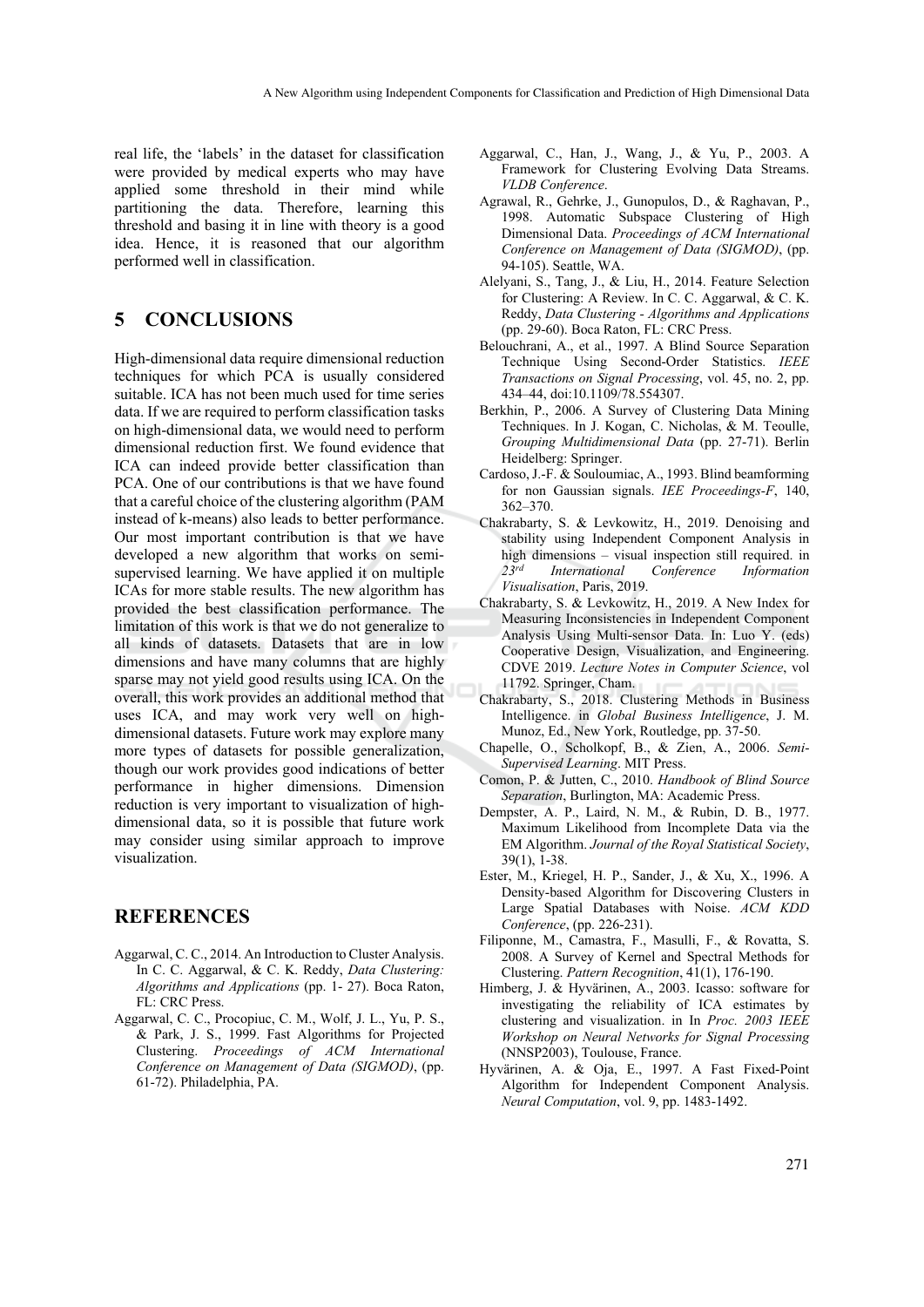real life, the 'labels' in the dataset for classification were provided by medical experts who may have applied some threshold in their mind while partitioning the data. Therefore, learning this threshold and basing it in line with theory is a good idea. Hence, it is reasoned that our algorithm performed well in classification.

## 5 CONCLUSIONS

High-dimensional data require dimensional reduction techniques for which PCA is usually considered suitable. ICA has not been much used for time series data. If we are required to perform classification tasks on high-dimensional data, we would need to perform dimensional reduction first. We found evidence that ICA can indeed provide better classification than PCA. One of our contributions is that we have found that a careful choice of the clustering algorithm (PAM instead of k-means) also leads to better performance. Our most important contribution is that we have developed a new algorithm that works on semi-supervised learning. We have applied it on multiple ICAs for more stable results. The new algorithm has provided the best classification performance. The limitation of this work is that we do not generalize to all kinds of datasets. Datasets that are in low dimensions and have many columns that are highly sparse may not yield good results using ICA. On the overall, this work provides an additional method that uses ICA, and may work very well on high-dimensional datasets. Future work may explore many more types of datasets for possible generalization, though our work provides good indications of better performance in higher dimensions. Dimension reduction is very important to visualization of high-dimensional data, so it is possible that future work may consider using similar approach to improve visualization.

## REFERENCES

Aggarwal, C. C., 2014. An Introduction to Cluster Analysis. In C. C. Aggarwal, & C. K. Reddy, *Data Clustering: Algorithms and Applications* (pp. 1- 27). Boca Raton, FL: CRC Press.

Aggarwal, C. C., Procopiuc, C. M., Wolf, J. L., Yu, P. S., & Park, J. S., 1999. Fast Algorithms for Projected Clustering. *Proceedings of ACM International Conference on Management of Data (SIGMOD)*, (pp. 61-72). Philadelphia, PA.

Aggarwal, C., Han, J., Wang, J., & Yu, P., 2003. A Framework for Clustering Evolving Data Streams. *VLDB Conference*.

Agrawal, R., Gehrke, J., Gunopulos, D., & Raghavan, P., 1998. Automatic Subspace Clustering of High Dimensional Data. *Proceedings of ACM International Conference on Management of Data (SIGMOD)*, (pp. 94-105). Seattle, WA.

Alelyani, S., Tang, J., & Liu, H., 2014. Feature Selection for Clustering: A Review. In C. C. Aggarwal, & C. K. Reddy, *Data Clustering - Algorithms and Applications* (pp. 29-60). Boca Raton, FL: CRC Press.

Belouchrani, A., et al., 1997. A Blind Source Separation Technique Using Second-Order Statistics. *IEEE Transactions on Signal Processing*, vol. 45, no. 2, pp. 434–44, doi:10.1109/78.554307.

Berkhin, P., 2006. A Survey of Clustering Data Mining Techniques. In J. Kogan, C. Nicholas, & M. Teoulle, *Grouping Multidimensional Data* (pp. 27-71). Berlin Heidelberg: Springer.

Cardoso, J.-F. & Souloumiac, A., 1993. Blind beamforming for non Gaussian signals. *IEE Proceedings-F*, 140, 362–370.

Chakrabarty, S. & Levkowitz, H., 2019. Denoising and stability using Independent Component Analysis in high dimensions – visual inspection still required. in *23rd International Conference Information Visualisation*, Paris, 2019.

Chakrabarty, S. & Levkowitz, H., 2019. A New Index for Measuring Inconsistencies in Independent Component Analysis Using Multi-sensor Data. In: Luo Y. (eds) Cooperative Design, Visualization, and Engineering. CDVE 2019. *Lecture Notes in Computer Science*, vol 11792. Springer, Cham.

Chakrabarty, S., 2018. Clustering Methods in Business Intelligence. in *Global Business Intelligence*, J. M. Munoz, Ed., New York, Routledge, pp. 37-50.

Chapelle, O., Scholkopf, B., & Zien, A., 2006. *Semi-Supervised Learning*. MIT Press.

Comon, P. & Jutten, C., 2010. *Handbook of Blind Source Separation*, Burlington, MA: Academic Press.

Dempster, A. P., Laird, N. M., & Rubin, D. B., 1977. Maximum Likelihood from Incomplete Data via the EM Algorithm. *Journal of the Royal Statistical Society*, 39(1), 1-38.

Ester, M., Kriegel, H. P., Sander, J., & Xu, X., 1996. A Density-based Algorithm for Discovering Clusters in Large Spatial Databases with Noise. *ACM KDD Conference*, (pp. 226-231).

Filiponne, M., Camastra, F., Masulli, F., & Rovatta, S. 2008. A Survey of Kernel and Spectral Methods for Clustering. *Pattern Recognition*, 41(1), 176-190.

Himberg, J. & Hyvärinen, A., 2003. Icasso: software for investigating the reliability of ICA estimates by clustering and visualization. in In *Proc. 2003 IEEE Workshop on Neural Networks for Signal Processing* (NNSP2003), Toulouse, France.

Hyvärinen, A. & Oja, E., 1997. A Fast Fixed-Point Algorithm for Independent Component Analysis. *Neural Computation*, vol. 9, pp. 1483-1492.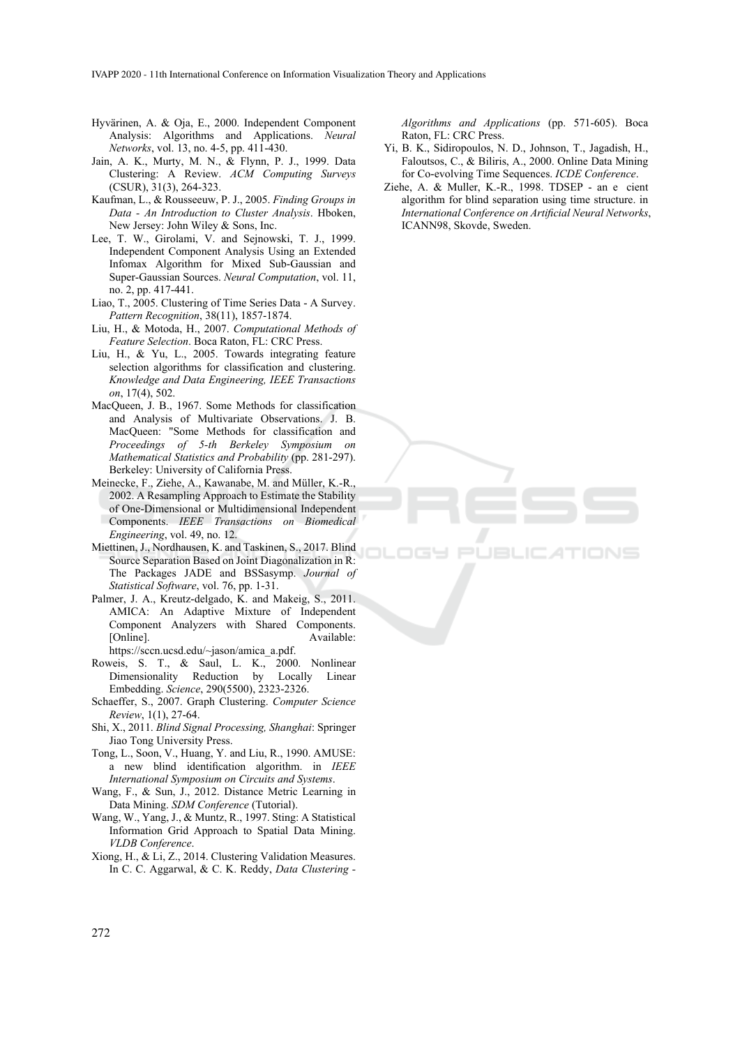Hyvärinen, A. & Oja, E., 2000. Independent Component Analysis: Algorithms and Applications. *Neural Networks*, vol. 13, no. 4-5, pp. 411-430.

Jain, A. K., Murty, M. N., & Flynn, P. J., 1999. Data Clustering: A Review. *ACM Computing Surveys* (CSUR), 31(3), 264-323.

Kaufman, L., & Rousseeuw, P. J., 2005. *Finding Groups in Data - An Introduction to Cluster Analysis*. Hboken, New Jersey: John Wiley & Sons, Inc.

Lee, T. W., Girolami, V. and Sejnowski, T. J., 1999. Independent Component Analysis Using an Extended Infomax Algorithm for Mixed Sub-Gaussian and Super-Gaussian Sources. *Neural Computation*, vol. 11, no. 2, pp. 417-441.

Liao, T., 2005. Clustering of Time Series Data - A Survey. *Pattern Recognition*, 38(11), 1857-1874.

Liu, H., & Motoda, H., 2007. *Computational Methods of Feature Selection*. Boca Raton, FL: CRC Press.

Liu, H., & Yu, L., 2005. Towards integrating feature selection algorithms for classification and clustering. *Knowledge and Data Engineering, IEEE Transactions on*, 17(4), 502.

MacQueen, J. B., 1967. Some Methods for classification and Analysis of Multivariate Observations. J. B. MacQueen: "Some Methods for classification and *Proceedings of 5-th Berkeley Symposium on Mathematical Statistics and Probability* (pp. 281-297). Berkeley: University of California Press.

Meinecke, F., Ziehe, A., Kawanabe, M. and Müller, K.-R., 2002. A Resampling Approach to Estimate the Stability of One-Dimensional or Multidimensional Independent Components. *IEEE Transactions on Biomedical Engineering*, vol. 49, no. 12.

Miettinen, J., Nordhausen, K. and Taskinen, S., 2017. Blind Source Separation Based on Joint Diagonalization in R: The Packages JADE and BSSasymp. *Journal of Statistical Software*, vol. 76, pp. 1-31.

Palmer, J. A., Kreutz-delgado, K. and Makeig, S., 2011. AMICA: An Adaptive Mixture of Independent Component Analyzers with Shared Components. [Online]. Available: https://sccn.ucsd.edu/~jason/amica_a.pdf.

Roweis, S. T., & Saul, L. K., 2000. Nonlinear Dimensionality Reduction by Locally Linear Embedding. *Science*, 290(5500), 2323-2326.

Schaeffer, S., 2007. Graph Clustering. *Computer Science Review*, 1(1), 27-64.

Shi, X., 2011. *Blind Signal Processing, Shanghai*: Springer Jiao Tong University Press.

Tong, L., Soon, V., Huang, Y. and Liu, R., 1990. AMUSE: a new blind identification algorithm. in *IEEE International Symposium on Circuits and Systems*.

Wang, F., & Sun, J., 2012. Distance Metric Learning in Data Mining. *SDM Conference* (Tutorial).

Wang, W., Yang, J., & Muntz, R., 1997. Sting: A Statistical Information Grid Approach to Spatial Data Mining. *VLDB Conference*.

Xiong, H., & Li, Z., 2014. Clustering Validation Measures. In C. C. Aggarwal, & C. K. Reddy, *Data Clustering - Algorithms and Applications* (pp. 571-605). Boca Raton, FL: CRC Press.

Yi, B. K., Sidiropoulos, N. D., Johnson, T., Jagadish, H., Faloutsos, C., & Biliris, A., 2000. Online Data Mining for Co-evolving Time Sequences. *ICDE Conference*.

Ziehe, A. & Muller, K.-R., 1998. TDSEP - an e cient algorithm for blind separation using time structure. in *International Conference on Artificial Neural Networks*, ICANN98, Skovde, Sweden.